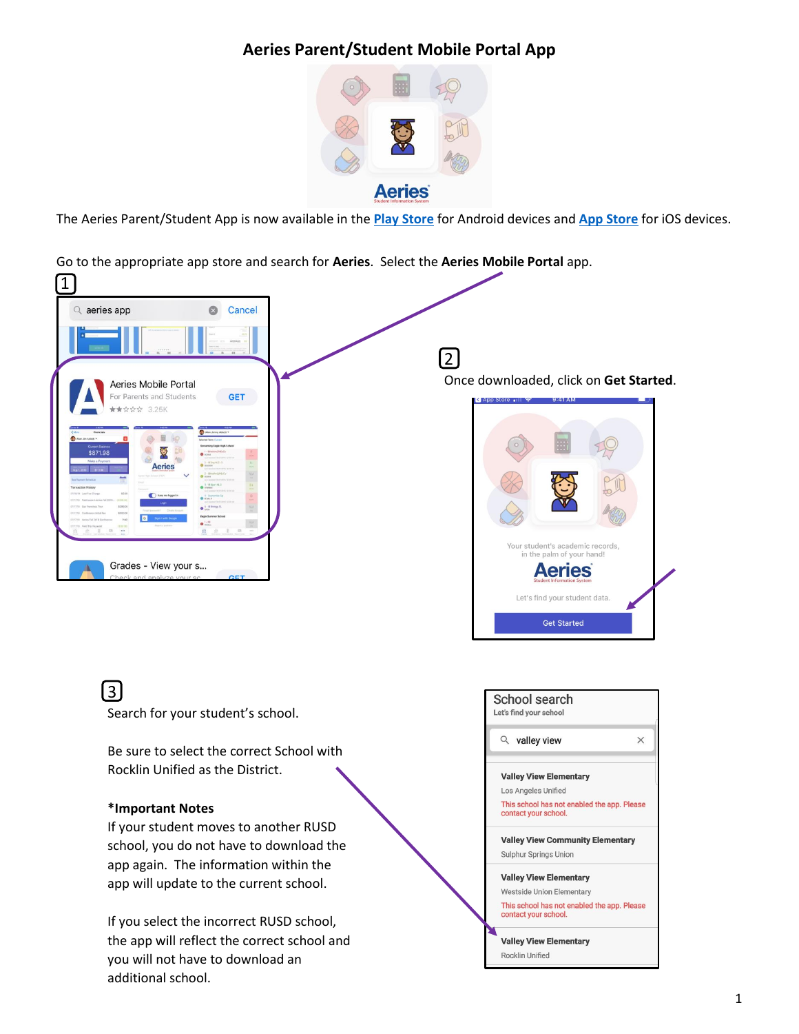# Aeries Parent/Student Mobile Portal App

The Aeries Parent/Student App is now available in the Play Store for Android devices and App Store for iOS devices.

Go to the appropriate app store and search for **Aeries**. Select the **Aeries Mobile Portal** app.

1

2

Once downloaded, click on **Get Started**.

3

Search for your student's school.

Be sure to select the correct School with Rocklin Unified as the District.

**\*Important Notes**

If your student moves to another RUSD school, you do not have to download the app again. The information within the app will update to the current school.

If you select the incorrect RUSD school, the app will reflect the correct school and you will not have to download an additional school.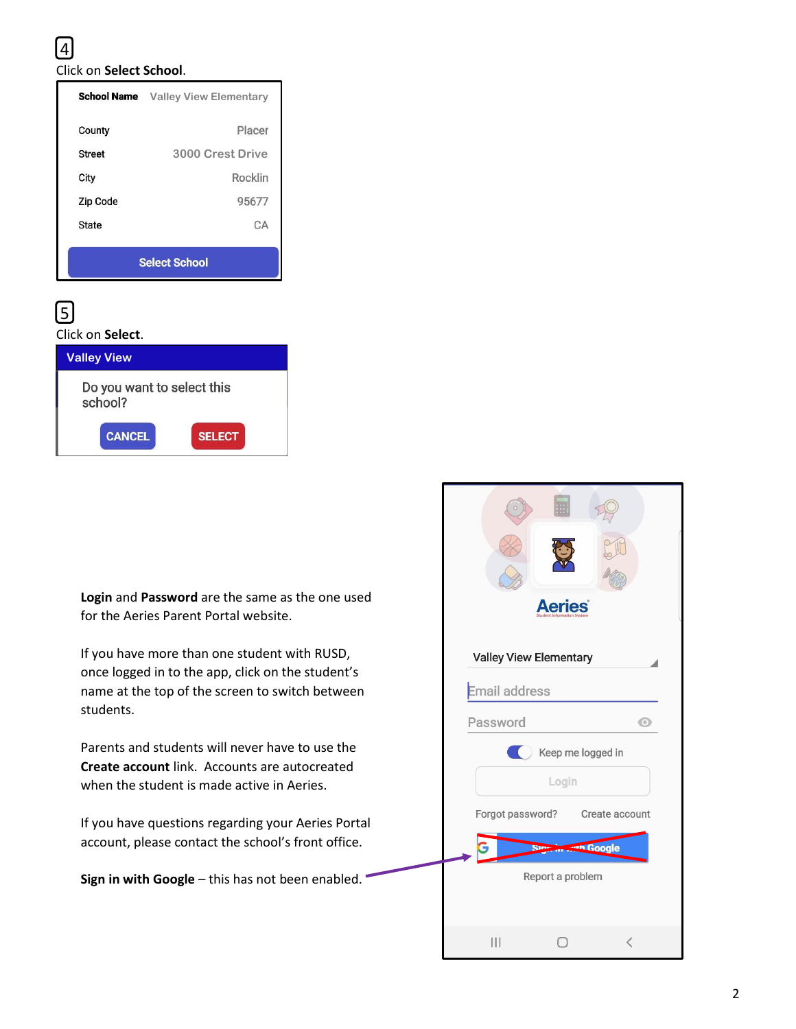4

Click on **Select School**.

| | |
|---|---|
| School Name | Valley View Elementary |
| County | Placer |
| Street | 3000 Crest Drive |
| City | Rocklin |
| Zip Code | 95677 |
| State | CA |

Select School

5

Click on **Select**.

Valley View

Do you want to select this school?

CANCEL SELECT

**Login** and **Password** are the same as the one used for the Aeries Parent Portal website.

If you have more than one student with RUSD, once logged in to the app, click on the student's name at the top of the screen to switch between students.

Parents and students will never have to use the **Create account** link. Accounts are autocreated when the student is made active in Aeries.

If you have questions regarding your Aeries Portal account, please contact the school's front office.

**Sign in with Google** – this has not been enabled.

Aeries

Valley View Elementary

Email address

Password

Keep me logged in

Login

Forgot password? Create account

Sign in with Google

Report a problem